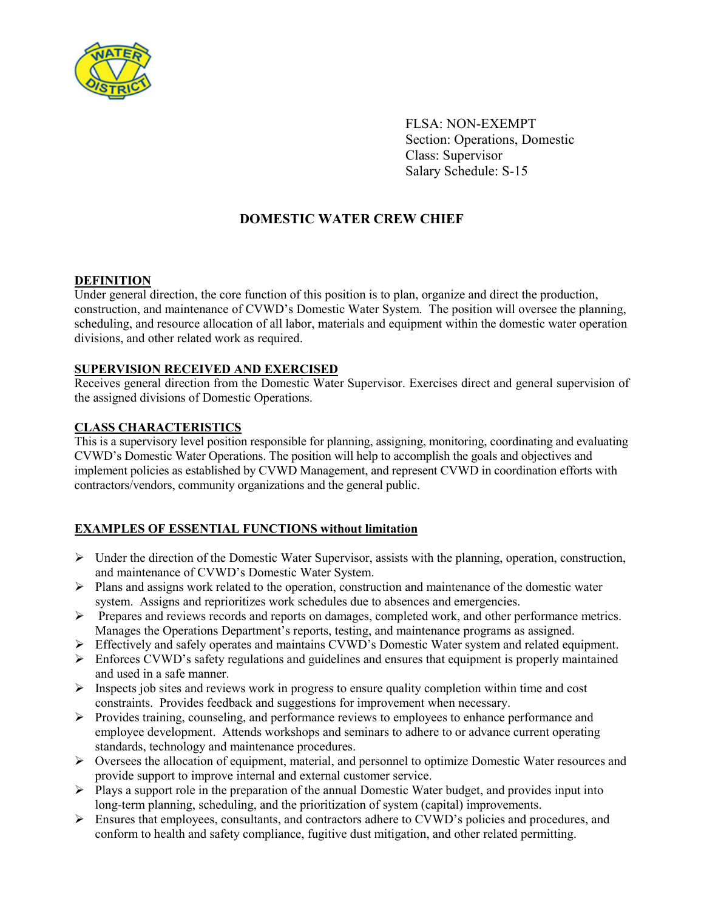FLSA: NON-EXEMPT
Section: Operations, Domestic
Class: Supervisor
Salary Schedule: S-15

# DOMESTIC WATER CREW CHIEF

## DEFINITION

Under general direction, the core function of this position is to plan, organize and direct the production, construction, and maintenance of CVWD's Domestic Water System. The position will oversee the planning, scheduling, and resource allocation of all labor, materials and equipment within the domestic water operation divisions, and other related work as required.

## SUPERVISION RECEIVED AND EXERCISED

Receives general direction from the Domestic Water Supervisor. Exercises direct and general supervision of the assigned divisions of Domestic Operations.

## CLASS CHARACTERISTICS

This is a supervisory level position responsible for planning, assigning, monitoring, coordinating and evaluating CVWD's Domestic Water Operations. The position will help to accomplish the goals and objectives and implement policies as established by CVWD Management, and represent CVWD in coordination efforts with contractors/vendors, community organizations and the general public.

## EXAMPLES OF ESSENTIAL FUNCTIONS without limitation

- Under the direction of the Domestic Water Supervisor, assists with the planning, operation, construction, and maintenance of CVWD's Domestic Water System.
- Plans and assigns work related to the operation, construction and maintenance of the domestic water system. Assigns and reprioritizes work schedules due to absences and emergencies.
- Prepares and reviews records and reports on damages, completed work, and other performance metrics. Manages the Operations Department's reports, testing, and maintenance programs as assigned.
- Effectively and safely operates and maintains CVWD's Domestic Water system and related equipment.
- Enforces CVWD's safety regulations and guidelines and ensures that equipment is properly maintained and used in a safe manner.
- Inspects job sites and reviews work in progress to ensure quality completion within time and cost constraints. Provides feedback and suggestions for improvement when necessary.
- Provides training, counseling, and performance reviews to employees to enhance performance and employee development. Attends workshops and seminars to adhere to or advance current operating standards, technology and maintenance procedures.
- Oversees the allocation of equipment, material, and personnel to optimize Domestic Water resources and provide support to improve internal and external customer service.
- Plays a support role in the preparation of the annual Domestic Water budget, and provides input into long-term planning, scheduling, and the prioritization of system (capital) improvements.
- Ensures that employees, consultants, and contractors adhere to CVWD's policies and procedures, and conform to health and safety compliance, fugitive dust mitigation, and other related permitting.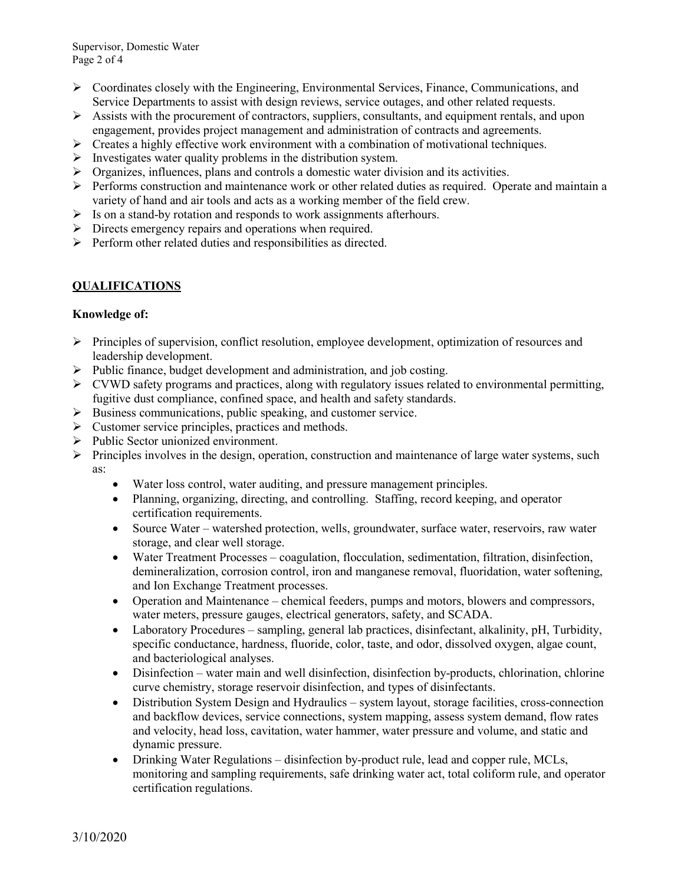- Coordinates closely with the Engineering, Environmental Services, Finance, Communications, and Service Departments to assist with design reviews, service outages, and other related requests.
- Assists with the procurement of contractors, suppliers, consultants, and equipment rentals, and upon engagement, provides project management and administration of contracts and agreements.
- Creates a highly effective work environment with a combination of motivational techniques.
- Investigates water quality problems in the distribution system.
- Organizes, influences, plans and controls a domestic water division and its activities.
- Performs construction and maintenance work or other related duties as required. Operate and maintain a variety of hand and air tools and acts as a working member of the field crew.
- Is on a stand-by rotation and responds to work assignments afterhours.
- Directs emergency repairs and operations when required.
- Perform other related duties and responsibilities as directed.

## QUALIFICATIONS

**Knowledge of:**

- Principles of supervision, conflict resolution, employee development, optimization of resources and leadership development.
- Public finance, budget development and administration, and job costing.
- CVWD safety programs and practices, along with regulatory issues related to environmental permitting, fugitive dust compliance, confined space, and health and safety standards.
- Business communications, public speaking, and customer service.
- Customer service principles, practices and methods.
- Public Sector unionized environment.
- Principles involves in the design, operation, construction and maintenance of large water systems, such as:
    - Water loss control, water auditing, and pressure management principles.
    - Planning, organizing, directing, and controlling. Staffing, record keeping, and operator certification requirements.
    - Source Water – watershed protection, wells, groundwater, surface water, reservoirs, raw water storage, and clear well storage.
    - Water Treatment Processes – coagulation, flocculation, sedimentation, filtration, disinfection, demineralization, corrosion control, iron and manganese removal, fluoridation, water softening, and Ion Exchange Treatment processes.
    - Operation and Maintenance – chemical feeders, pumps and motors, blowers and compressors, water meters, pressure gauges, electrical generators, safety, and SCADA.
    - Laboratory Procedures – sampling, general lab practices, disinfectant, alkalinity, pH, Turbidity, specific conductance, hardness, fluoride, color, taste, and odor, dissolved oxygen, algae count, and bacteriological analyses.
    - Disinfection – water main and well disinfection, disinfection by-products, chlorination, chlorine curve chemistry, storage reservoir disinfection, and types of disinfectants.
    - Distribution System Design and Hydraulics – system layout, storage facilities, cross-connection and backflow devices, service connections, system mapping, assess system demand, flow rates and velocity, head loss, cavitation, water hammer, water pressure and volume, and static and dynamic pressure.
    - Drinking Water Regulations – disinfection by-product rule, lead and copper rule, MCLs, monitoring and sampling requirements, safe drinking water act, total coliform rule, and operator certification regulations.

3/10/2020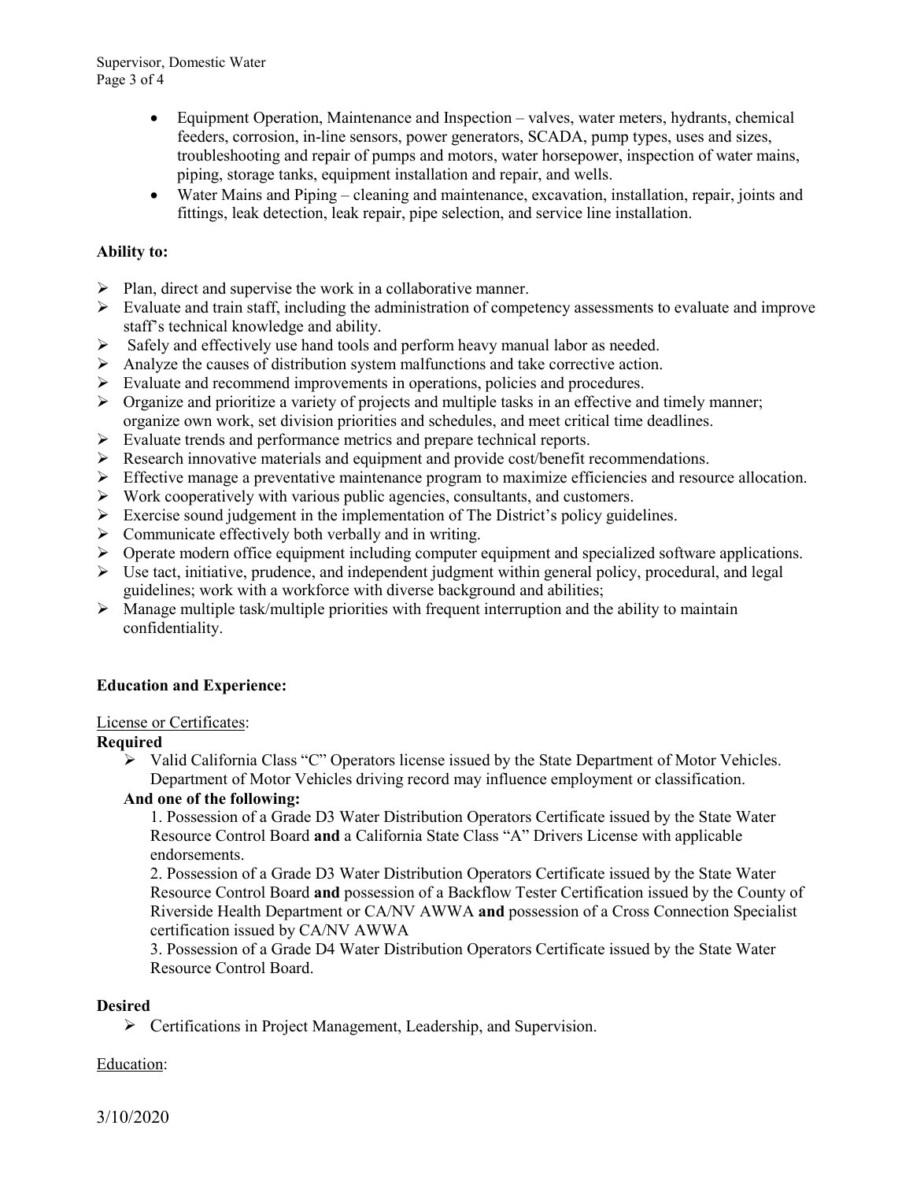- Equipment Operation, Maintenance and Inspection – valves, water meters, hydrants, chemical feeders, corrosion, in-line sensors, power generators, SCADA, pump types, uses and sizes, troubleshooting and repair of pumps and motors, water horsepower, inspection of water mains, piping, storage tanks, equipment installation and repair, and wells.
- Water Mains and Piping – cleaning and maintenance, excavation, installation, repair, joints and fittings, leak detection, leak repair, pipe selection, and service line installation.

**Ability to:**

- Plan, direct and supervise the work in a collaborative manner.
- Evaluate and train staff, including the administration of competency assessments to evaluate and improve staff's technical knowledge and ability.
- Safely and effectively use hand tools and perform heavy manual labor as needed.
- Analyze the causes of distribution system malfunctions and take corrective action.
- Evaluate and recommend improvements in operations, policies and procedures.
- Organize and prioritize a variety of projects and multiple tasks in an effective and timely manner; organize own work, set division priorities and schedules, and meet critical time deadlines.
- Evaluate trends and performance metrics and prepare technical reports.
- Research innovative materials and equipment and provide cost/benefit recommendations.
- Effective manage a preventative maintenance program to maximize efficiencies and resource allocation.
- Work cooperatively with various public agencies, consultants, and customers.
- Exercise sound judgement in the implementation of The District's policy guidelines.
- Communicate effectively both verbally and in writing.
- Operate modern office equipment including computer equipment and specialized software applications.
- Use tact, initiative, prudence, and independent judgment within general policy, procedural, and legal guidelines; work with a workforce with diverse background and abilities;
- Manage multiple task/multiple priorities with frequent interruption and the ability to maintain confidentiality.

**Education and Experience:**

License or Certificates:

**Required**

- Valid California Class "C" Operators license issued by the State Department of Motor Vehicles. Department of Motor Vehicles driving record may influence employment or classification.

**And one of the following:**

1. Possession of a Grade D3 Water Distribution Operators Certificate issued by the State Water Resource Control Board **and** a California State Class "A" Drivers License with applicable endorsements.
2. Possession of a Grade D3 Water Distribution Operators Certificate issued by the State Water Resource Control Board **and** possession of a Backflow Tester Certification issued by the County of Riverside Health Department or CA/NV AWWA **and** possession of a Cross Connection Specialist certification issued by CA/NV AWWA
3. Possession of a Grade D4 Water Distribution Operators Certificate issued by the State Water Resource Control Board.

**Desired**

- Certifications in Project Management, Leadership, and Supervision.

Education: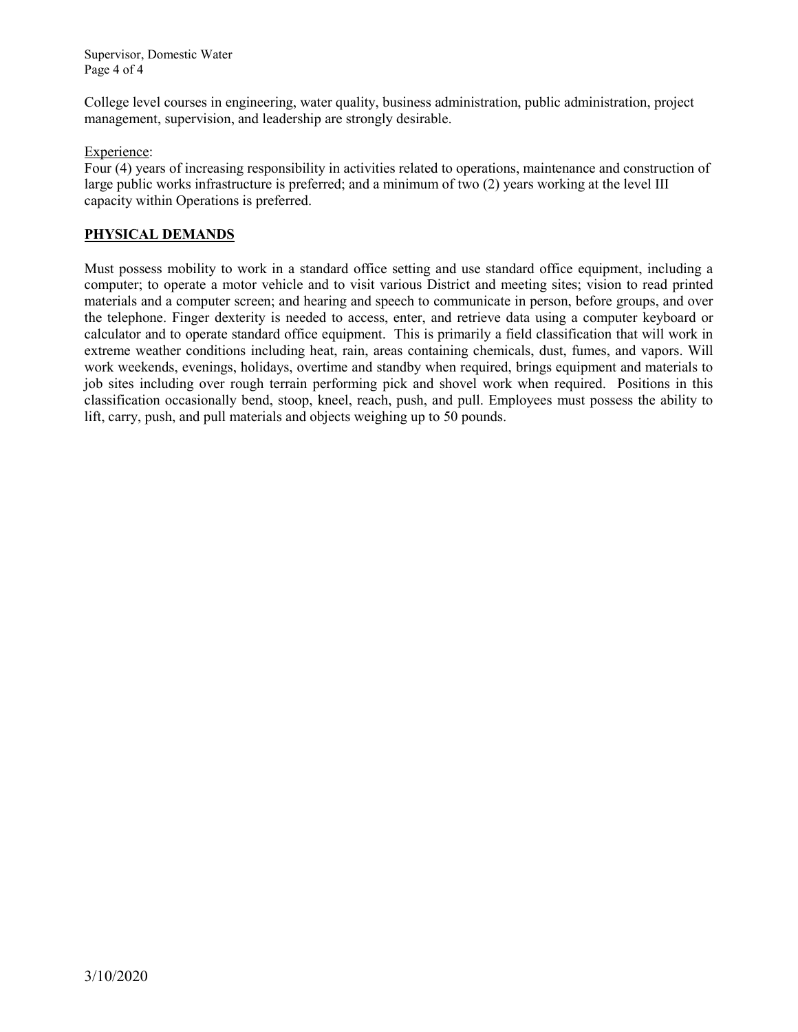College level courses in engineering, water quality, business administration, public administration, project management, supervision, and leadership are strongly desirable.

Experience:

Four (4) years of increasing responsibility in activities related to operations, maintenance and construction of large public works infrastructure is preferred; and a minimum of two (2) years working at the level III capacity within Operations is preferred.

## PHYSICAL DEMANDS

Must possess mobility to work in a standard office setting and use standard office equipment, including a computer; to operate a motor vehicle and to visit various District and meeting sites; vision to read printed materials and a computer screen; and hearing and speech to communicate in person, before groups, and over the telephone. Finger dexterity is needed to access, enter, and retrieve data using a computer keyboard or calculator and to operate standard office equipment. This is primarily a field classification that will work in extreme weather conditions including heat, rain, areas containing chemicals, dust, fumes, and vapors. Will work weekends, evenings, holidays, overtime and standby when required, brings equipment and materials to job sites including over rough terrain performing pick and shovel work when required. Positions in this classification occasionally bend, stoop, kneel, reach, push, and pull. Employees must possess the ability to lift, carry, push, and pull materials and objects weighing up to 50 pounds.

3/10/2020